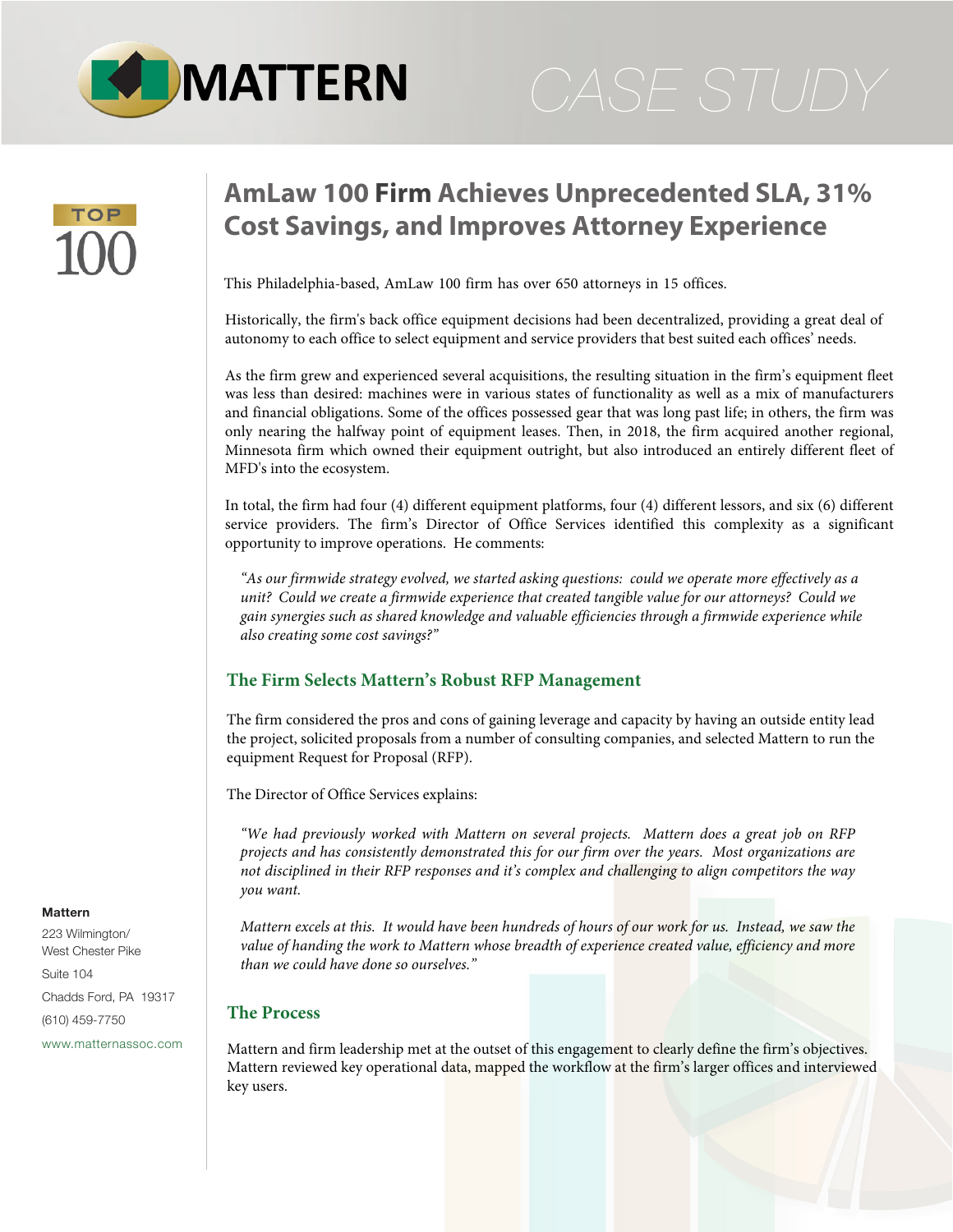MATTERN

CASE STUDY

TOP 100

# AmLaw 100 Firm Achieves Unprecedented SLA, 31% Cost Savings, and Improves Attorney Experience

This Philadelphia-based, AmLaw 100 firm has over 650 attorneys in 15 offices.

Historically, the firm's back office equipment decisions had been decentralized, providing a great deal of autonomy to each office to select equipment and service providers that best suited each offices' needs.

As the firm grew and experienced several acquisitions, the resulting situation in the firm's equipment fleet was less than desired: machines were in various states of functionality as well as a mix of manufacturers and financial obligations. Some of the offices possessed gear that was long past life; in others, the firm was only nearing the halfway point of equipment leases. Then, in 2018, the firm acquired another regional, Minnesota firm which owned their equipment outright, but also introduced an entirely different fleet of MFD's into the ecosystem.

In total, the firm had four (4) different equipment platforms, four (4) different lessors, and six (6) different service providers. The firm's Director of Office Services identified this complexity as a significant opportunity to improve operations. He comments:

> *"As our firmwide strategy evolved, we started asking questions: could we operate more effectively as a unit? Could we create a firmwide experience that created tangible value for our attorneys? Could we gain synergies such as shared knowledge and valuable efficiencies through a firmwide experience while also creating some cost savings?"*

## The Firm Selects Mattern's Robust RFP Management

The firm considered the pros and cons of gaining leverage and capacity by having an outside entity lead the project, solicited proposals from a number of consulting companies, and selected Mattern to run the equipment Request for Proposal (RFP).

The Director of Office Services explains:

> *"We had previously worked with Mattern on several projects. Mattern does a great job on RFP projects and has consistently demonstrated this for our firm over the years. Most organizations are not disciplined in their RFP responses and it's complex and challenging to align competitors the way you want.*
>
> *Mattern excels at this. It would have been hundreds of hours of our work for us. Instead, we saw the value of handing the work to Mattern whose breadth of experience created value, efficiency and more than we could have done so ourselves."*

## The Process

Mattern and firm leadership met at the outset of this engagement to clearly define the firm's objectives. Mattern reviewed key operational data, mapped the workflow at the firm's larger offices and interviewed key users.

**Mattern**
223 Wilmington/
West Chester Pike
Suite 104
Chadds Ford, PA 19317
(610) 459-7750
www.matternassoc.com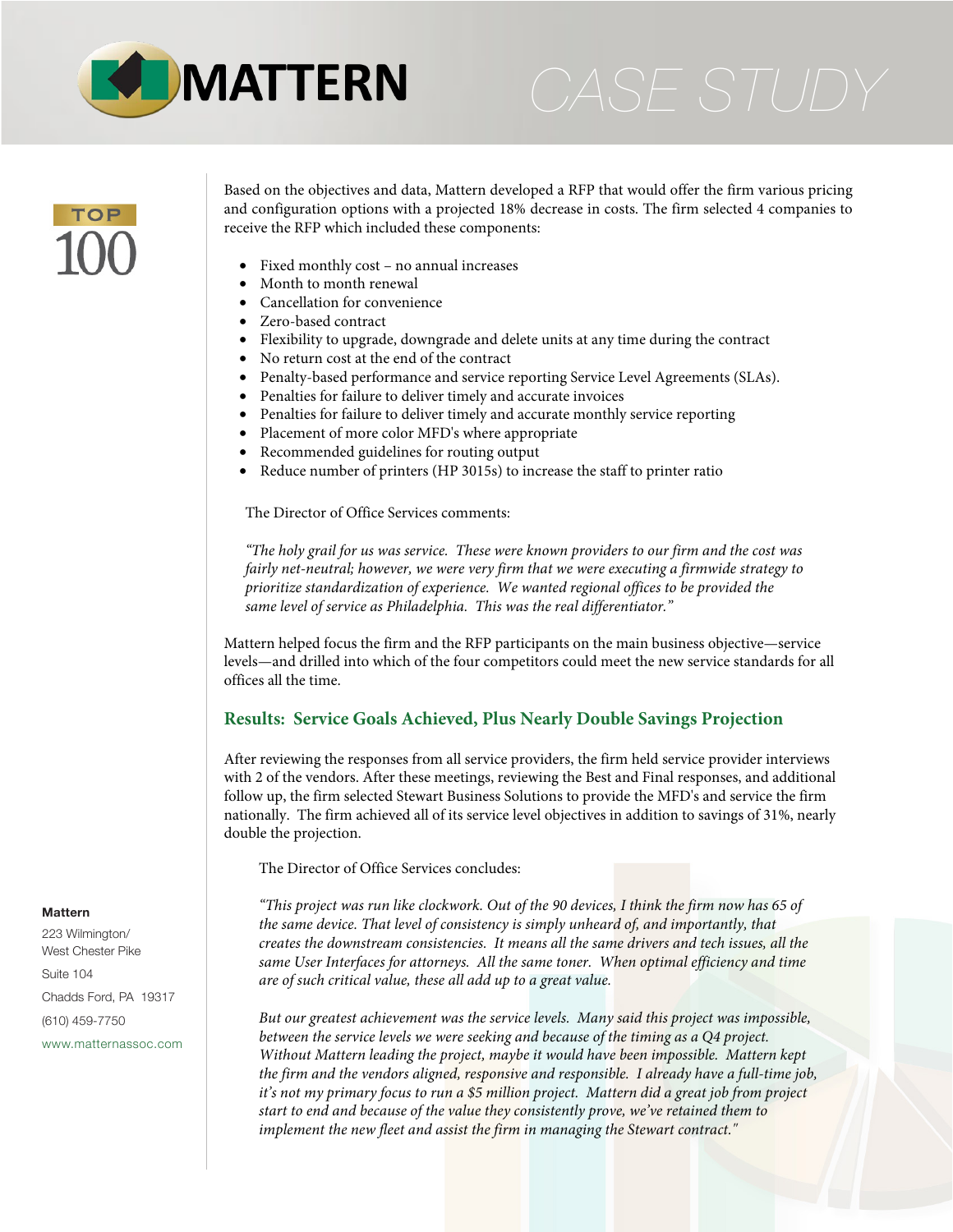MATTERN

CASE STUDY

TOP 100

Based on the objectives and data, Mattern developed a RFP that would offer the firm various pricing and configuration options with a projected 18% decrease in costs. The firm selected 4 companies to receive the RFP which included these components:

- Fixed monthly cost – no annual increases
- Month to month renewal
- Cancellation for convenience
- Zero-based contract
- Flexibility to upgrade, downgrade and delete units at any time during the contract
- No return cost at the end of the contract
- Penalty-based performance and service reporting Service Level Agreements (SLAs).
- Penalties for failure to deliver timely and accurate invoices
- Penalties for failure to deliver timely and accurate monthly service reporting
- Placement of more color MFD's where appropriate
- Recommended guidelines for routing output
- Reduce number of printers (HP 3015s) to increase the staff to printer ratio

The Director of Office Services comments:

*"The holy grail for us was service. These were known providers to our firm and the cost was fairly net-neutral; however, we were very firm that we were executing a firmwide strategy to prioritize standardization of experience. We wanted regional offices to be provided the same level of service as Philadelphia. This was the real differentiator."*

Mattern helped focus the firm and the RFP participants on the main business objective—service levels—and drilled into which of the four competitors could meet the new service standards for all offices all the time.

## Results: Service Goals Achieved, Plus Nearly Double Savings Projection

After reviewing the responses from all service providers, the firm held service provider interviews with 2 of the vendors. After these meetings, reviewing the Best and Final responses, and additional follow up, the firm selected Stewart Business Solutions to provide the MFD's and service the firm nationally. The firm achieved all of its service level objectives in addition to savings of 31%, nearly double the projection.

The Director of Office Services concludes:

*"This project was run like clockwork. Out of the 90 devices, I think the firm now has 65 of the same device. That level of consistency is simply unheard of, and importantly, that creates the downstream consistencies. It means all the same drivers and tech issues, all the same User Interfaces for attorneys. All the same toner. When optimal efficiency and time are of such critical value, these all add up to a great value.*

*But our greatest achievement was the service levels. Many said this project was impossible, between the service levels we were seeking and because of the timing as a Q4 project. Without Mattern leading the project, maybe it would have been impossible. Mattern kept the firm and the vendors aligned, responsive and responsible. I already have a full-time job, it's not my primary focus to run a $5 million project. Mattern did a great job from project start to end and because of the value they consistently prove, we've retained them to implement the new fleet and assist the firm in managing the Stewart contract."*

**Mattern**
223 Wilmington/
West Chester Pike
Suite 104
Chadds Ford, PA 19317
(610) 459-7750
www.matternassoc.com